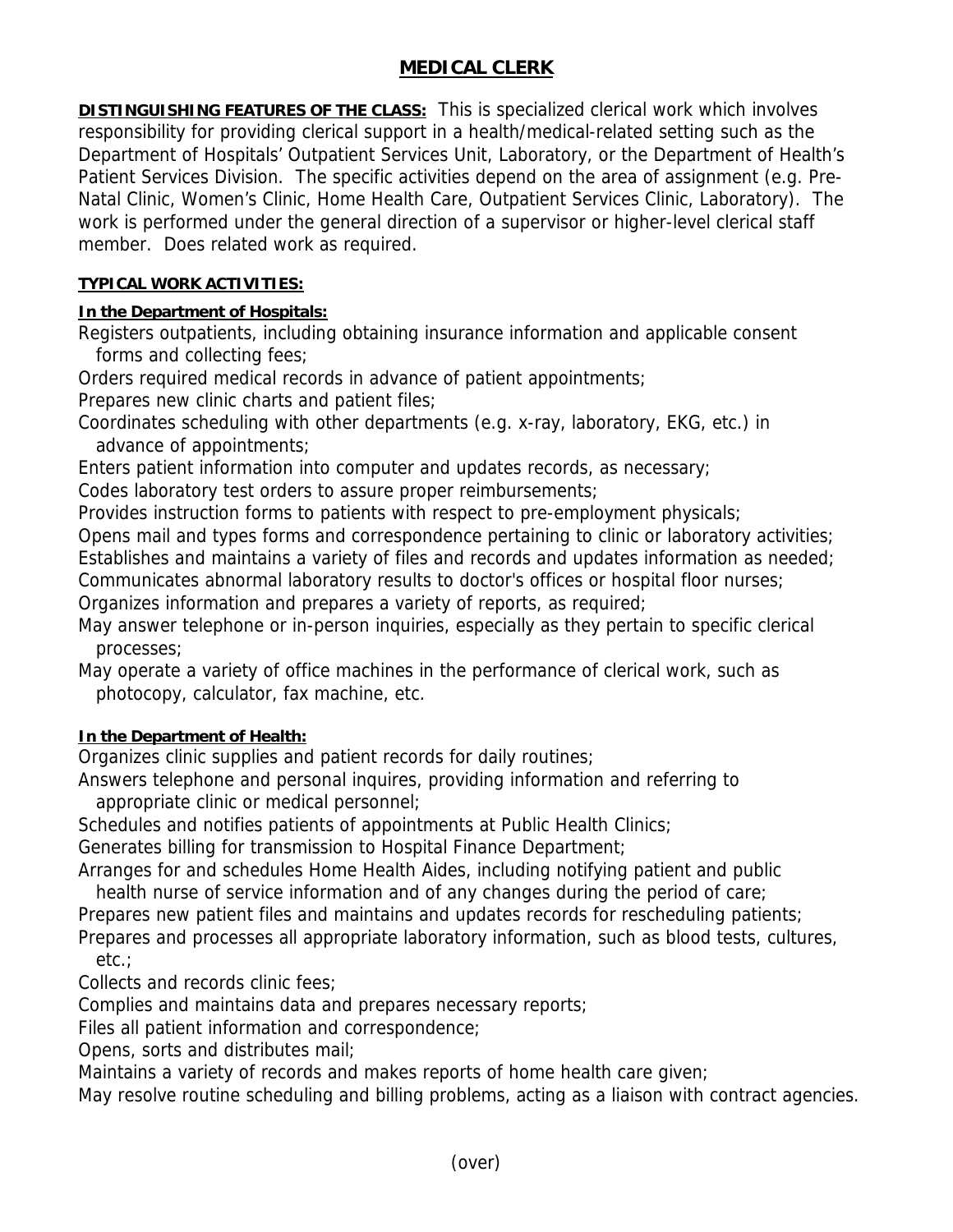# MEDICAL CLERK

**DISTINGUISHING FEATURES OF THE CLASS:** This is specialized clerical work which involves responsibility for providing clerical support in a health/medical-related setting such as the Department of Hospitals' Outpatient Services Unit, Laboratory, or the Department of Health's Patient Services Division. The specific activities depend on the area of assignment (e.g. Pre-Natal Clinic, Women's Clinic, Home Health Care, Outpatient Services Clinic, Laboratory). The work is performed under the general direction of a supervisor or higher-level clerical staff member. Does related work as required.

**TYPICAL WORK ACTIVITIES:**

**In the Department of Hospitals:**

Registers outpatients, including obtaining insurance information and applicable consent forms and collecting fees;
Orders required medical records in advance of patient appointments;
Prepares new clinic charts and patient files;
Coordinates scheduling with other departments (e.g. x-ray, laboratory, EKG, etc.) in advance of appointments;
Enters patient information into computer and updates records, as necessary;
Codes laboratory test orders to assure proper reimbursements;
Provides instruction forms to patients with respect to pre-employment physicals;
Opens mail and types forms and correspondence pertaining to clinic or laboratory activities;
Establishes and maintains a variety of files and records and updates information as needed;
Communicates abnormal laboratory results to doctor's offices or hospital floor nurses;
Organizes information and prepares a variety of reports, as required;
May answer telephone or in-person inquiries, especially as they pertain to specific clerical processes;
May operate a variety of office machines in the performance of clerical work, such as photocopy, calculator, fax machine, etc.

**In the Department of Health:**

Organizes clinic supplies and patient records for daily routines;
Answers telephone and personal inquires, providing information and referring to appropriate clinic or medical personnel;
Schedules and notifies patients of appointments at Public Health Clinics;
Generates billing for transmission to Hospital Finance Department;
Arranges for and schedules Home Health Aides, including notifying patient and public health nurse of service information and of any changes during the period of care;
Prepares new patient files and maintains and updates records for rescheduling patients;
Prepares and processes all appropriate laboratory information, such as blood tests, cultures, etc.;
Collects and records clinic fees;
Complies and maintains data and prepares necessary reports;
Files all patient information and correspondence;
Opens, sorts and distributes mail;
Maintains a variety of records and makes reports of home health care given;
May resolve routine scheduling and billing problems, acting as a liaison with contract agencies.

(over)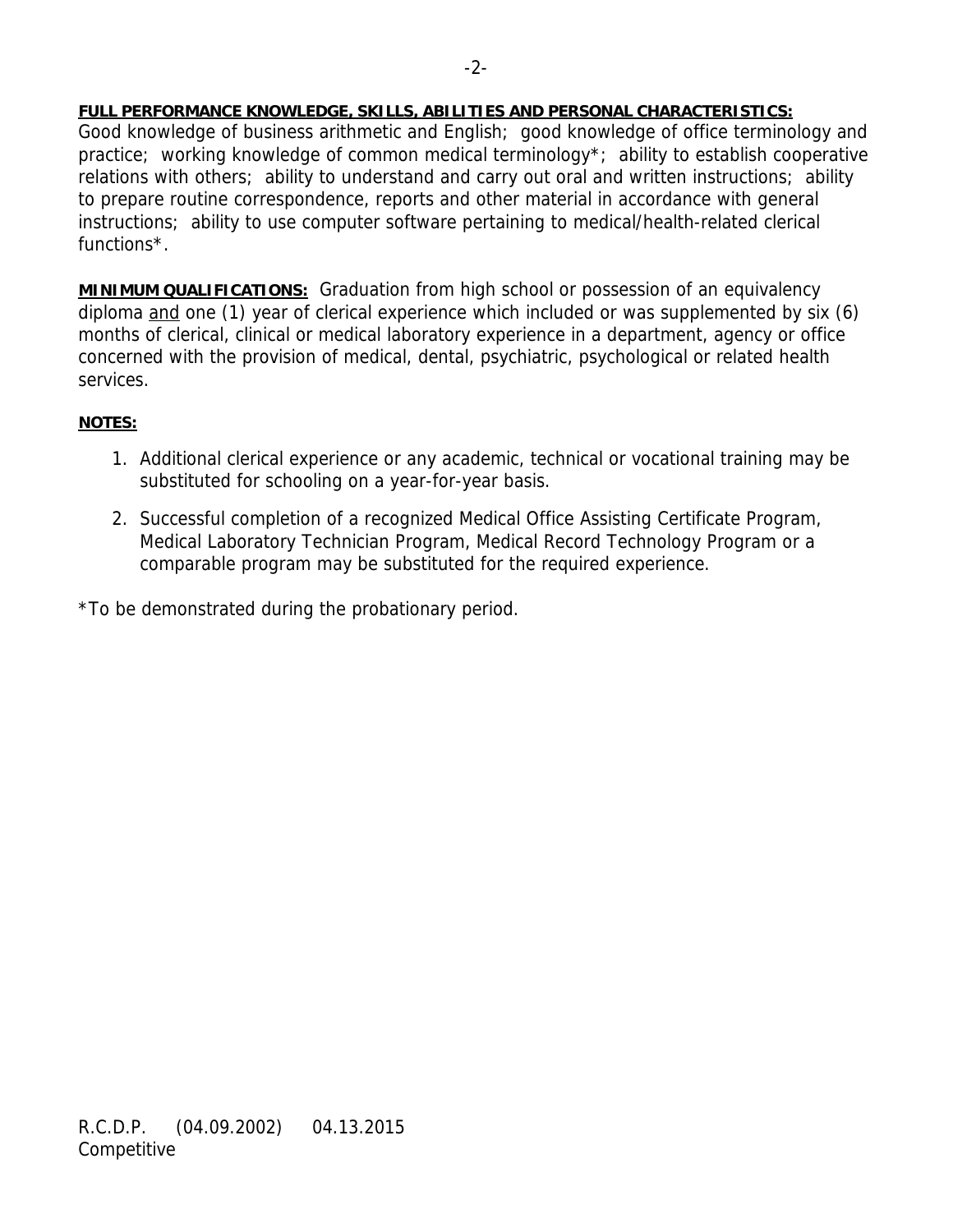**FULL PERFORMANCE KNOWLEDGE, SKILLS, ABILITIES AND PERSONAL CHARACTERISTICS:** Good knowledge of business arithmetic and English; good knowledge of office terminology and practice; working knowledge of common medical terminology*; ability to establish cooperative relations with others; ability to understand and carry out oral and written instructions; ability to prepare routine correspondence, reports and other material in accordance with general instructions; ability to use computer software pertaining to medical/health-related clerical functions*.

**MINIMUM QUALIFICATIONS:** Graduation from high school or possession of an equivalency diploma and one (1) year of clerical experience which included or was supplemented by six (6) months of clerical, clinical or medical laboratory experience in a department, agency or office concerned with the provision of medical, dental, psychiatric, psychological or related health services.

**NOTES:**

1. Additional clerical experience or any academic, technical or vocational training may be substituted for schooling on a year-for-year basis.
2. Successful completion of a recognized Medical Office Assisting Certificate Program, Medical Laboratory Technician Program, Medical Record Technology Program or a comparable program may be substituted for the required experience.

*To be demonstrated during the probationary period.

R.C.D.P. (04.09.2002) 04.13.2015
Competitive